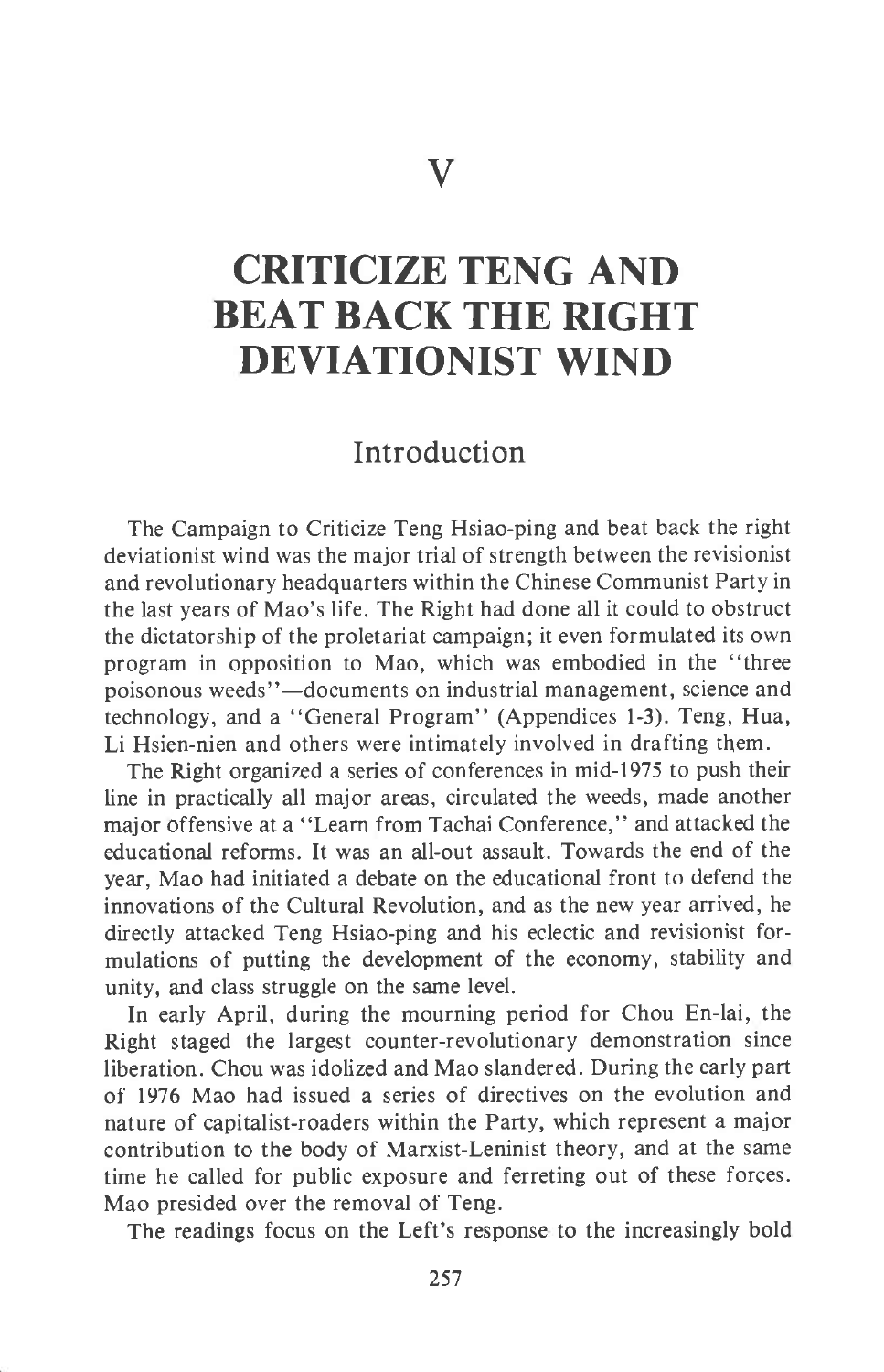# V

# CRITICIZE TENG AND BEAT BACK THE RIGHT DEVIATIONIST WIND

## Introduction

The Campaign to Criticize Teng Hsiao-ping and beat back the right deviationist wind was the major trial of strength between the revisionist and revolutionary headquarters within the Chinese Communist Party in the last years of Mao's life. The Right had done all it could to obstruct the dictatorship of the proletariat campaign; it even formulated its own program in opposition to Mao, which was embodied in the "three poisonous weeds"—documents on industrial management, science and technology, and a "General Program" (Appendices 1-3). Teng, Hua, Li Hsien-nien and others were intimately involved in drafting them.

The Right organized a series of conferences in mid-1975 to push their line in practically all major areas, circulated the weeds, made another major offensive at a "Learn from Tachai Conference," and attacked the educational reforms. It was an all-out assault. Towards the end of the year, Mao had initiated a debate on the educational front to defend the innovations of the Cultural Revolution, and as the new year arrived, he directly attacked Teng Hsiao-ping and his eclectic and revisionist formulations of putting the development of the economy, stability and unity, and class struggle on the same level.

In early April, during the mourning period for Chou En-lai, the Right staged the largest counter-revolutionary demonstration since liberation. Chou was idolized and Mao slandered. During the early part of 1976 Mao had issued a series of directives on the evolution and nature of capitalist-roaders within the Party, which represent a major contribution to the body of Marxist-Leninist theory, and at the same time he called for public exposure and ferreting out of these forces. Mao presided over the removal of Teng.

The readings focus on the Left's response to the increasingly bold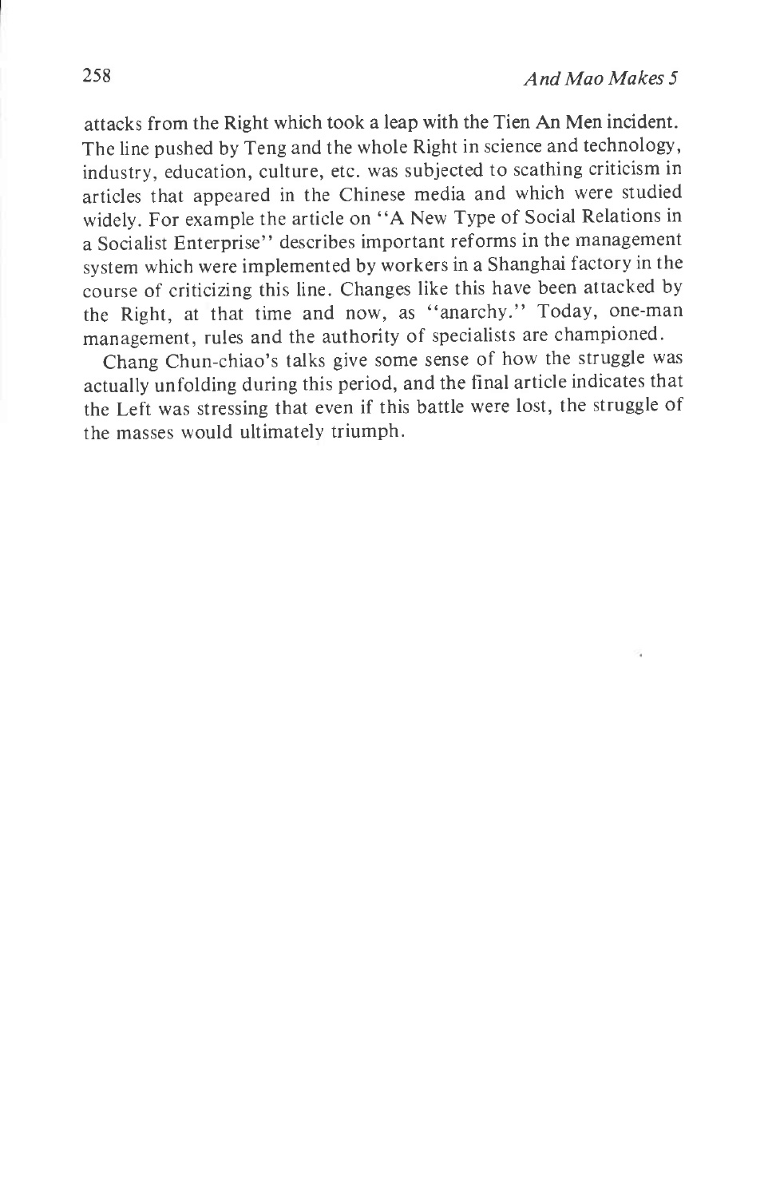attacks from the Right which took a leap with the Tien An Men incident. The line pushed by Teng and the whole Right in science and technology, industry, education, culture, etc. was subjected to scathing criticism in articles that appeared in the Chinese media and which were studied widely. For example the article on "A New Type of Social Relations in a Socialist Enterprise" describes important reforms in the management system which were implemented by workers in a Shanghai factory in the course of criticizing this line. Changes like this have been attacked by the Right, at that time and now, as "anarchy." Today, one-man management, rules and the authority of specialists are championed.

Chang Chun-chiao's talks give some sense of how the struggle was actually unfolding during this period, and the final article indicates that the Left was stressing that even if this battle were lost, the struggle of the masses would ultimately triumph.